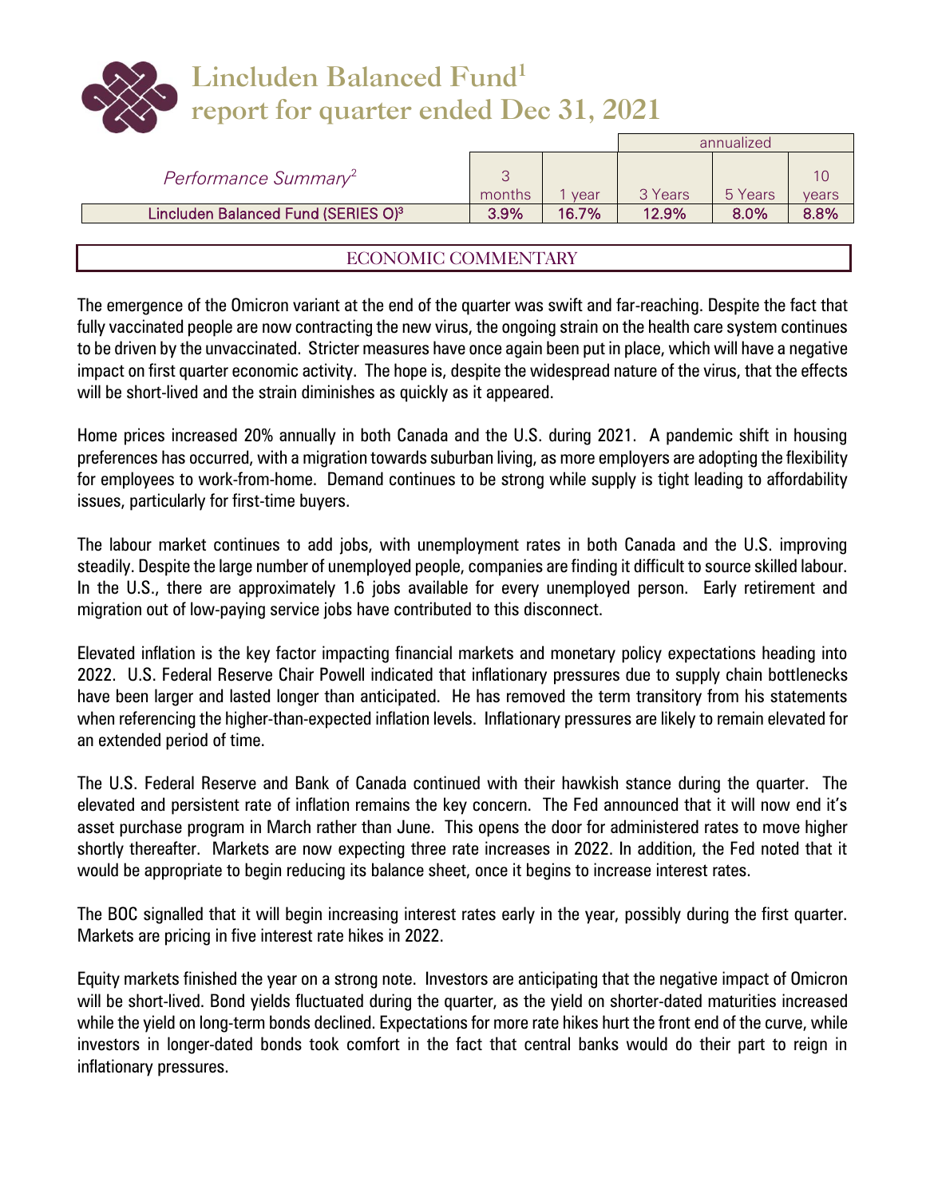# Lincluden Balanced Fund[1] report for quarter ended Dec 31, 2021

| Performance Summary[2] | 3 months | 1 year | annualized 3 Years | 5 Years | 10 years |
|---|---|---|---|---|---|
| Lincluden Balanced Fund (SERIES O)[3] | 3.9% | 16.7% | 12.9% | 8.0% | 8.8% |

## ECONOMIC COMMENTARY

The emergence of the Omicron variant at the end of the quarter was swift and far-reaching. Despite the fact that fully vaccinated people are now contracting the new virus, the ongoing strain on the health care system continues to be driven by the unvaccinated. Stricter measures have once again been put in place, which will have a negative impact on first quarter economic activity. The hope is, despite the widespread nature of the virus, that the effects will be short-lived and the strain diminishes as quickly as it appeared.

Home prices increased 20% annually in both Canada and the U.S. during 2021. A pandemic shift in housing preferences has occurred, with a migration towards suburban living, as more employers are adopting the flexibility for employees to work-from-home. Demand continues to be strong while supply is tight leading to affordability issues, particularly for first-time buyers.

The labour market continues to add jobs, with unemployment rates in both Canada and the U.S. improving steadily. Despite the large number of unemployed people, companies are finding it difficult to source skilled labour. In the U.S., there are approximately 1.6 jobs available for every unemployed person. Early retirement and migration out of low-paying service jobs have contributed to this disconnect.

Elevated inflation is the key factor impacting financial markets and monetary policy expectations heading into 2022. U.S. Federal Reserve Chair Powell indicated that inflationary pressures due to supply chain bottlenecks have been larger and lasted longer than anticipated. He has removed the term transitory from his statements when referencing the higher-than-expected inflation levels. Inflationary pressures are likely to remain elevated for an extended period of time.

The U.S. Federal Reserve and Bank of Canada continued with their hawkish stance during the quarter. The elevated and persistent rate of inflation remains the key concern. The Fed announced that it will now end it's asset purchase program in March rather than June. This opens the door for administered rates to move higher shortly thereafter. Markets are now expecting three rate increases in 2022. In addition, the Fed noted that it would be appropriate to begin reducing its balance sheet, once it begins to increase interest rates.

The BOC signalled that it will begin increasing interest rates early in the year, possibly during the first quarter. Markets are pricing in five interest rate hikes in 2022.

Equity markets finished the year on a strong note. Investors are anticipating that the negative impact of Omicron will be short-lived. Bond yields fluctuated during the quarter, as the yield on shorter-dated maturities increased while the yield on long-term bonds declined. Expectations for more rate hikes hurt the front end of the curve, while investors in longer-dated bonds took comfort in the fact that central banks would do their part to reign in inflationary pressures.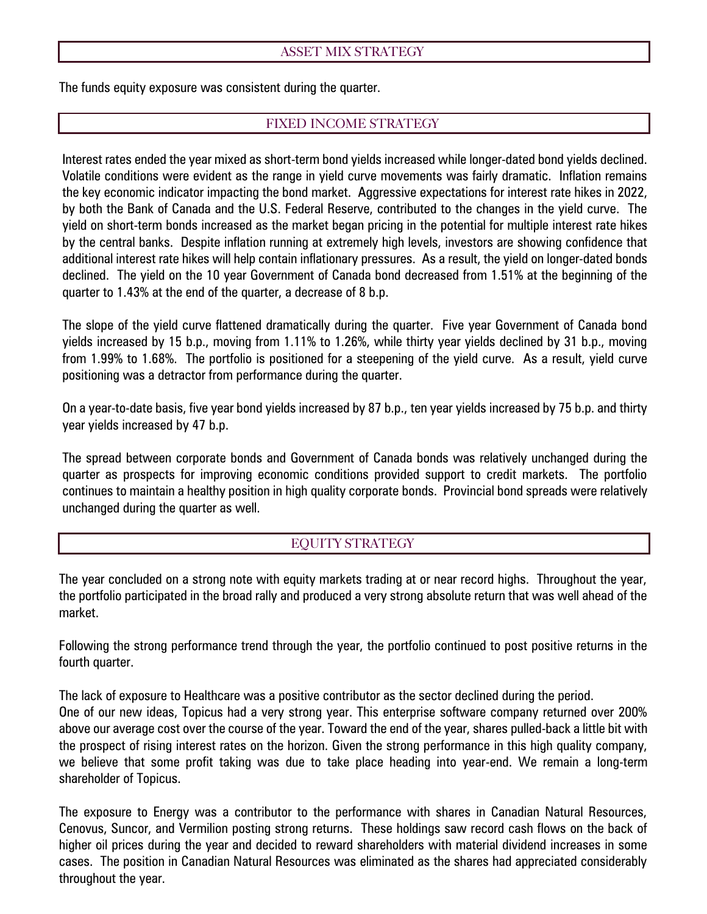## ASSET MIX STRATEGY

The funds equity exposure was consistent during the quarter.

## FIXED INCOME STRATEGY

Interest rates ended the year mixed as short-term bond yields increased while longer-dated bond yields declined. Volatile conditions were evident as the range in yield curve movements was fairly dramatic. Inflation remains the key economic indicator impacting the bond market. Aggressive expectations for interest rate hikes in 2022, by both the Bank of Canada and the U.S. Federal Reserve, contributed to the changes in the yield curve. The yield on short-term bonds increased as the market began pricing in the potential for multiple interest rate hikes by the central banks. Despite inflation running at extremely high levels, investors are showing confidence that additional interest rate hikes will help contain inflationary pressures. As a result, the yield on longer-dated bonds declined. The yield on the 10 year Government of Canada bond decreased from 1.51% at the beginning of the quarter to 1.43% at the end of the quarter, a decrease of 8 b.p.

The slope of the yield curve flattened dramatically during the quarter. Five year Government of Canada bond yields increased by 15 b.p., moving from 1.11% to 1.26%, while thirty year yields declined by 31 b.p., moving from 1.99% to 1.68%. The portfolio is positioned for a steepening of the yield curve. As a result, yield curve positioning was a detractor from performance during the quarter.

On a year-to-date basis, five year bond yields increased by 87 b.p., ten year yields increased by 75 b.p. and thirty year yields increased by 47 b.p.

The spread between corporate bonds and Government of Canada bonds was relatively unchanged during the quarter as prospects for improving economic conditions provided support to credit markets. The portfolio continues to maintain a healthy position in high quality corporate bonds. Provincial bond spreads were relatively unchanged during the quarter as well.

## EQUITY STRATEGY

The year concluded on a strong note with equity markets trading at or near record highs. Throughout the year, the portfolio participated in the broad rally and produced a very strong absolute return that was well ahead of the market.

Following the strong performance trend through the year, the portfolio continued to post positive returns in the fourth quarter.

The lack of exposure to Healthcare was a positive contributor as the sector declined during the period.
One of our new ideas, Topicus had a very strong year. This enterprise software company returned over 200% above our average cost over the course of the year. Toward the end of the year, shares pulled-back a little bit with the prospect of rising interest rates on the horizon. Given the strong performance in this high quality company, we believe that some profit taking was due to take place heading into year-end. We remain a long-term shareholder of Topicus.

The exposure to Energy was a contributor to the performance with shares in Canadian Natural Resources, Cenovus, Suncor, and Vermilion posting strong returns. These holdings saw record cash flows on the back of higher oil prices during the year and decided to reward shareholders with material dividend increases in some cases. The position in Canadian Natural Resources was eliminated as the shares had appreciated considerably throughout the year.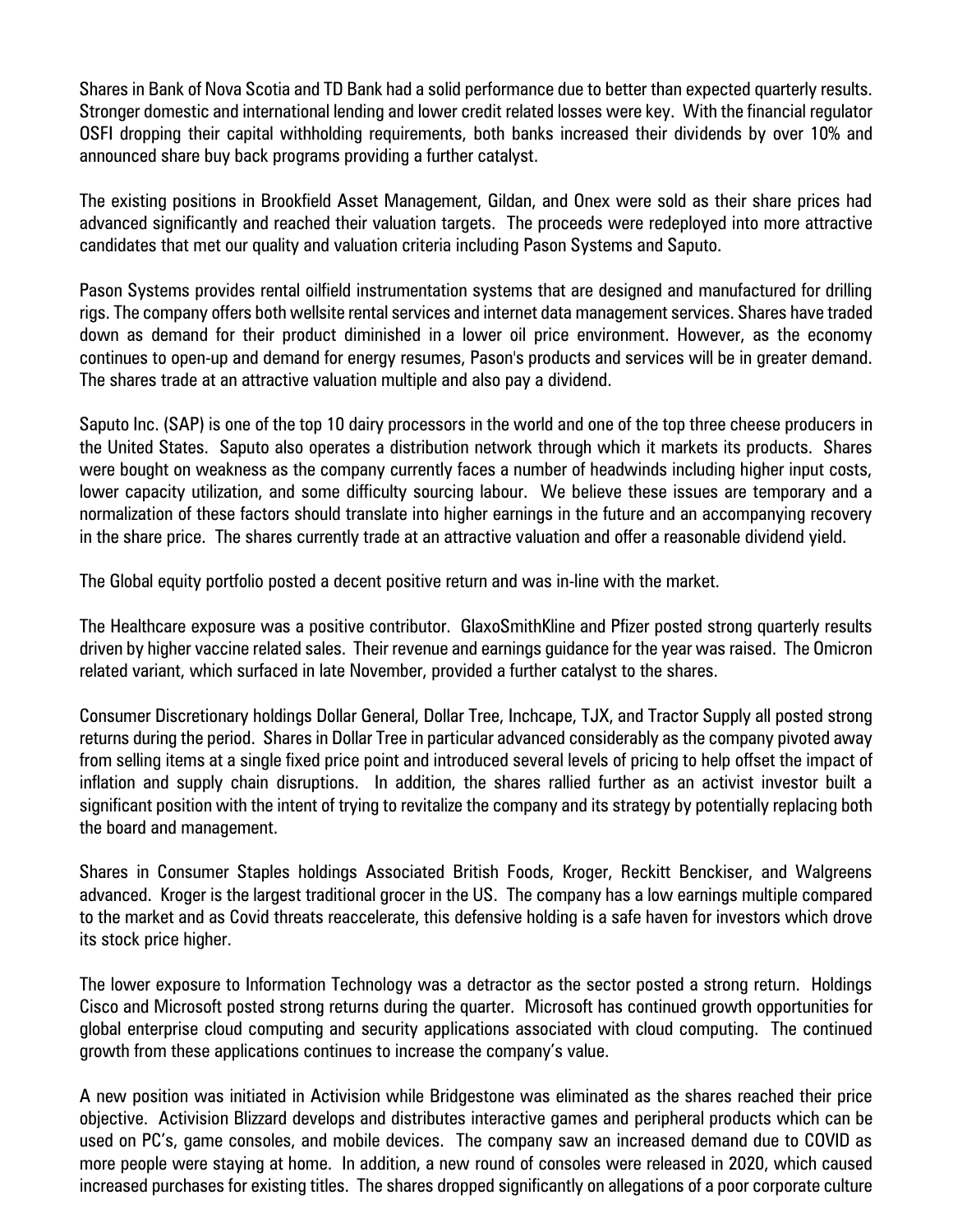Shares in Bank of Nova Scotia and TD Bank had a solid performance due to better than expected quarterly results. Stronger domestic and international lending and lower credit related losses were key. With the financial regulator OSFI dropping their capital withholding requirements, both banks increased their dividends by over 10% and announced share buy back programs providing a further catalyst.

The existing positions in Brookfield Asset Management, Gildan, and Onex were sold as their share prices had advanced significantly and reached their valuation targets. The proceeds were redeployed into more attractive candidates that met our quality and valuation criteria including Pason Systems and Saputo.

Pason Systems provides rental oilfield instrumentation systems that are designed and manufactured for drilling rigs. The company offers both wellsite rental services and internet data management services. Shares have traded down as demand for their product diminished in a lower oil price environment. However, as the economy continues to open-up and demand for energy resumes, Pason's products and services will be in greater demand. The shares trade at an attractive valuation multiple and also pay a dividend.

Saputo Inc. (SAP) is one of the top 10 dairy processors in the world and one of the top three cheese producers in the United States. Saputo also operates a distribution network through which it markets its products. Shares were bought on weakness as the company currently faces a number of headwinds including higher input costs, lower capacity utilization, and some difficulty sourcing labour. We believe these issues are temporary and a normalization of these factors should translate into higher earnings in the future and an accompanying recovery in the share price. The shares currently trade at an attractive valuation and offer a reasonable dividend yield.

The Global equity portfolio posted a decent positive return and was in-line with the market.

The Healthcare exposure was a positive contributor. GlaxoSmithKline and Pfizer posted strong quarterly results driven by higher vaccine related sales. Their revenue and earnings guidance for the year was raised. The Omicron related variant, which surfaced in late November, provided a further catalyst to the shares.

Consumer Discretionary holdings Dollar General, Dollar Tree, Inchcape, TJX, and Tractor Supply all posted strong returns during the period. Shares in Dollar Tree in particular advanced considerably as the company pivoted away from selling items at a single fixed price point and introduced several levels of pricing to help offset the impact of inflation and supply chain disruptions. In addition, the shares rallied further as an activist investor built a significant position with the intent of trying to revitalize the company and its strategy by potentially replacing both the board and management.

Shares in Consumer Staples holdings Associated British Foods, Kroger, Reckitt Benckiser, and Walgreens advanced. Kroger is the largest traditional grocer in the US. The company has a low earnings multiple compared to the market and as Covid threats reaccelerate, this defensive holding is a safe haven for investors which drove its stock price higher.

The lower exposure to Information Technology was a detractor as the sector posted a strong return. Holdings Cisco and Microsoft posted strong returns during the quarter. Microsoft has continued growth opportunities for global enterprise cloud computing and security applications associated with cloud computing. The continued growth from these applications continues to increase the company's value.

A new position was initiated in Activision while Bridgestone was eliminated as the shares reached their price objective. Activision Blizzard develops and distributes interactive games and peripheral products which can be used on PC's, game consoles, and mobile devices. The company saw an increased demand due to COVID as more people were staying at home. In addition, a new round of consoles were released in 2020, which caused increased purchases for existing titles. The shares dropped significantly on allegations of a poor corporate culture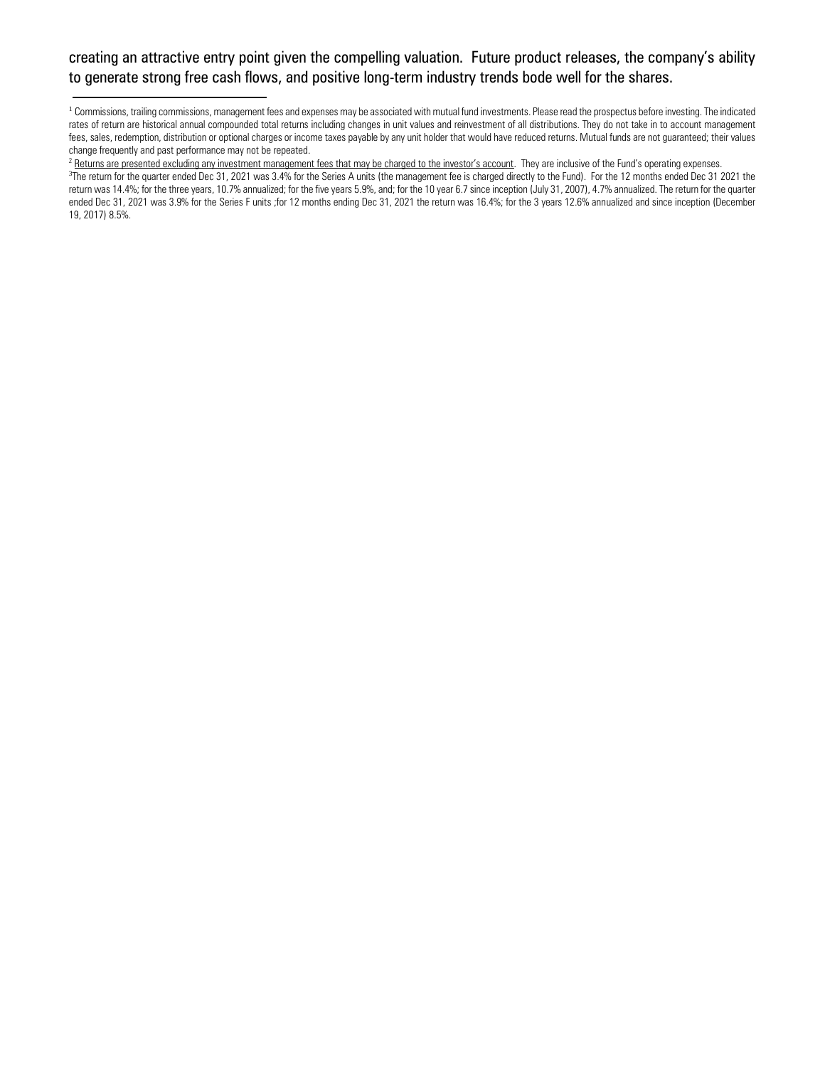creating an attractive entry point given the compelling valuation. Future product releases, the company's ability to generate strong free cash flows, and positive long-term industry trends bode well for the shares.

---

[1] Commissions, trailing commissions, management fees and expenses may be associated with mutual fund investments. Please read the prospectus before investing. The indicated rates of return are historical annual compounded total returns including changes in unit values and reinvestment of all distributions. They do not take in to account management fees, sales, redemption, distribution or optional charges or income taxes payable by any unit holder that would have reduced returns. Mutual funds are not guaranteed; their values change frequently and past performance may not be repeated.

[2] Returns are presented excluding any investment management fees that may be charged to the investor's account. They are inclusive of the Fund's operating expenses.

[3]The return for the quarter ended Dec 31, 2021 was 3.4% for the Series A units (the management fee is charged directly to the Fund). For the 12 months ended Dec 31 2021 the return was 14.4%; for the three years, 10.7% annualized; for the five years 5.9%, and; for the 10 year 6.7 since inception (July 31, 2007), 4.7% annualized. The return for the quarter ended Dec 31, 2021 was 3.9% for the Series F units ;for 12 months ending Dec 31, 2021 the return was 16.4%; for the 3 years 12.6% annualized and since inception (December 19, 2017) 8.5%.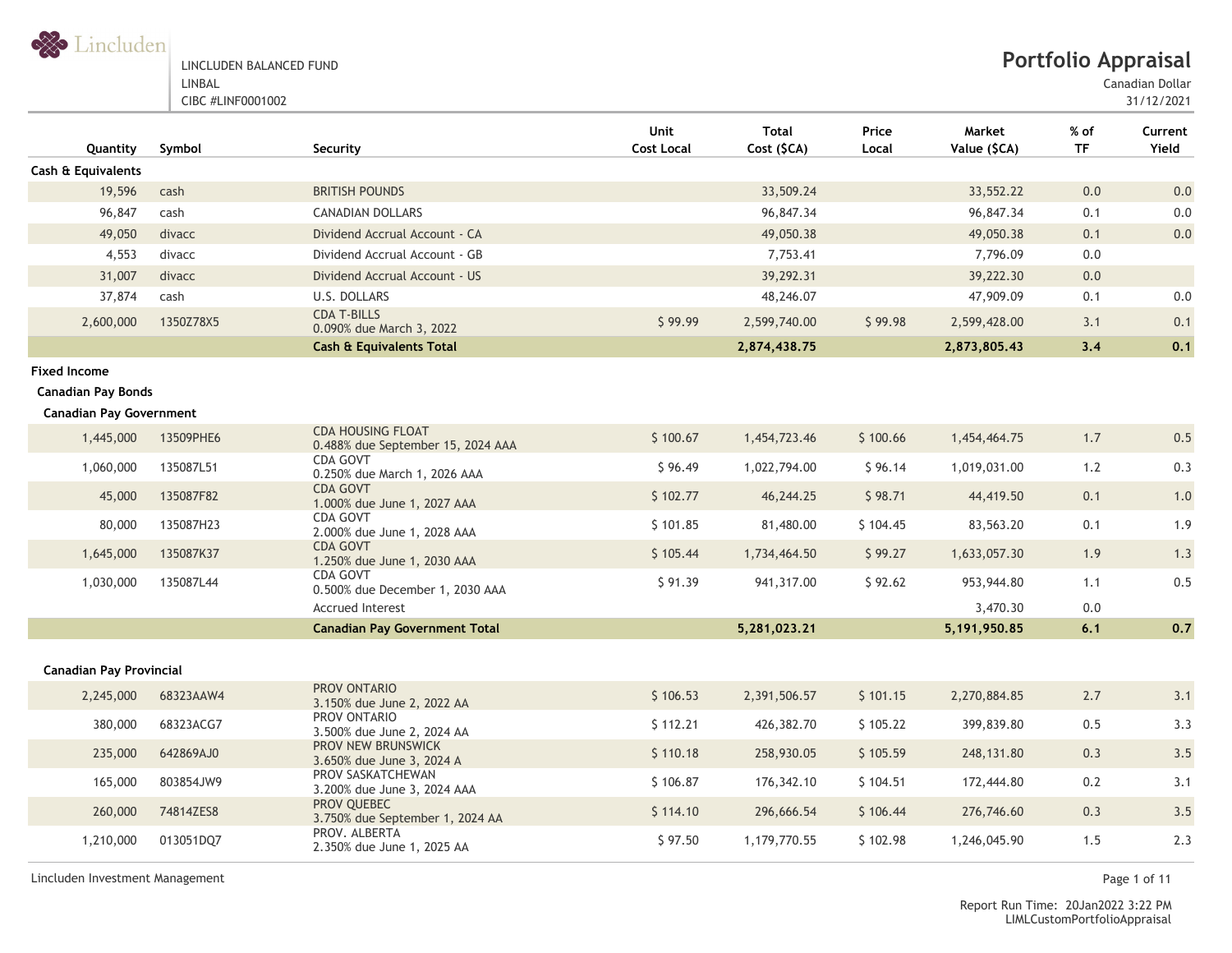LINCLUDEN BALANCED FUND
LINBAL
CIBC #LINF0001002

# Portfolio Appraisal

Canadian Dollar
31/12/2021

| Quantity | Symbol | Security | Unit Cost Local | Total Cost ($CA) | Price Local | Market Value ($CA) | % of TF | Current Yield |
|---|---|---|---|---|---|---|---|---|
| **Cash & Equivalents** | | | | | | | | |
| 19,596 | cash | BRITISH POUNDS | | 33,509.24 | | 33,552.22 | 0.0 | 0.0 |
| 96,847 | cash | CANADIAN DOLLARS | | 96,847.34 | | 96,847.34 | 0.1 | 0.0 |
| 49,050 | divacc | Dividend Accrual Account - CA | | 49,050.38 | | 49,050.38 | 0.1 | 0.0 |
| 4,553 | divacc | Dividend Accrual Account - GB | | 7,753.41 | | 7,796.09 | 0.0 | |
| 31,007 | divacc | Dividend Accrual Account - US | | 39,292.31 | | 39,222.30 | 0.0 | |
| 37,874 | cash | U.S. DOLLARS | | 48,246.07 | | 47,909.09 | 0.1 | 0.0 |
| 2,600,000 | 1350Z78X5 | CDA T-BILLS 0.090% due March 3, 2022 | $ 99.99 | 2,599,740.00 | $ 99.98 | 2,599,428.00 | 3.1 | 0.1 |
| | | **Cash & Equivalents Total** | | **2,874,438.75** | | **2,873,805.43** | **3.4** | **0.1** |
| **Fixed Income** | | | | | | | | |
| **Canadian Pay Bonds** | | | | | | | | |
| **Canadian Pay Government** | | | | | | | | |
| 1,445,000 | 13509PHE6 | CDA HOUSING FLOAT 0.488% due September 15, 2024 AAA | $ 100.67 | 1,454,723.46 | $ 100.66 | 1,454,464.75 | 1.7 | 0.5 |
| 1,060,000 | 135087L51 | CDA GOVT 0.250% due March 1, 2026 AAA | $ 96.49 | 1,022,794.00 | $ 96.14 | 1,019,031.00 | 1.2 | 0.3 |
| 45,000 | 135087F82 | CDA GOVT 1.000% due June 1, 2027 AAA | $ 102.77 | 46,244.25 | $ 98.71 | 44,419.50 | 0.1 | 1.0 |
| 80,000 | 135087H23 | CDA GOVT 2.000% due June 1, 2028 AAA | $ 101.85 | 81,480.00 | $ 104.45 | 83,563.20 | 0.1 | 1.9 |
| 1,645,000 | 135087K37 | CDA GOVT 1.250% due June 1, 2030 AAA | $ 105.44 | 1,734,464.50 | $ 99.27 | 1,633,057.30 | 1.9 | 1.3 |
| 1,030,000 | 135087L44 | CDA GOVT 0.500% due December 1, 2030 AAA | $ 91.39 | 941,317.00 | $ 92.62 | 953,944.80 | 1.1 | 0.5 |
| | | Accrued Interest | | | | 3,470.30 | 0.0 | |
| | | **Canadian Pay Government Total** | | **5,281,023.21** | | **5,191,950.85** | **6.1** | **0.7** |
| **Canadian Pay Provincial** | | | | | | | | |
| 2,245,000 | 68323AAW4 | PROV ONTARIO 3.150% due June 2, 2022 AA | $ 106.53 | 2,391,506.57 | $ 101.15 | 2,270,884.85 | 2.7 | 3.1 |
| 380,000 | 68323ACG7 | PROV ONTARIO 3.500% due June 2, 2024 AA | $ 112.21 | 426,382.70 | $ 105.22 | 399,839.80 | 0.5 | 3.3 |
| 235,000 | 642869AJ0 | PROV NEW BRUNSWICK 3.650% due June 3, 2024 A | $ 110.18 | 258,930.05 | $ 105.59 | 248,131.80 | 0.3 | 3.5 |
| 165,000 | 803854JW9 | PROV SASKATCHEWAN 3.200% due June 3, 2024 AAA | $ 106.87 | 176,342.10 | $ 104.51 | 172,444.80 | 0.2 | 3.1 |
| 260,000 | 74814ZES8 | PROV QUEBEC 3.750% due September 1, 2024 AA | $ 114.10 | 296,666.54 | $ 106.44 | 276,746.60 | 0.3 | 3.5 |
| 1,210,000 | 013051DQ7 | PROV. ALBERTA 2.350% due June 1, 2025 AA | $ 97.50 | 1,179,770.55 | $ 102.98 | 1,246,045.90 | 1.5 | 2.3 |

Lincluden Investment Management

Report Run Time: 20Jan2022 3:22 PM
LIMLCustomPortfolioAppraisal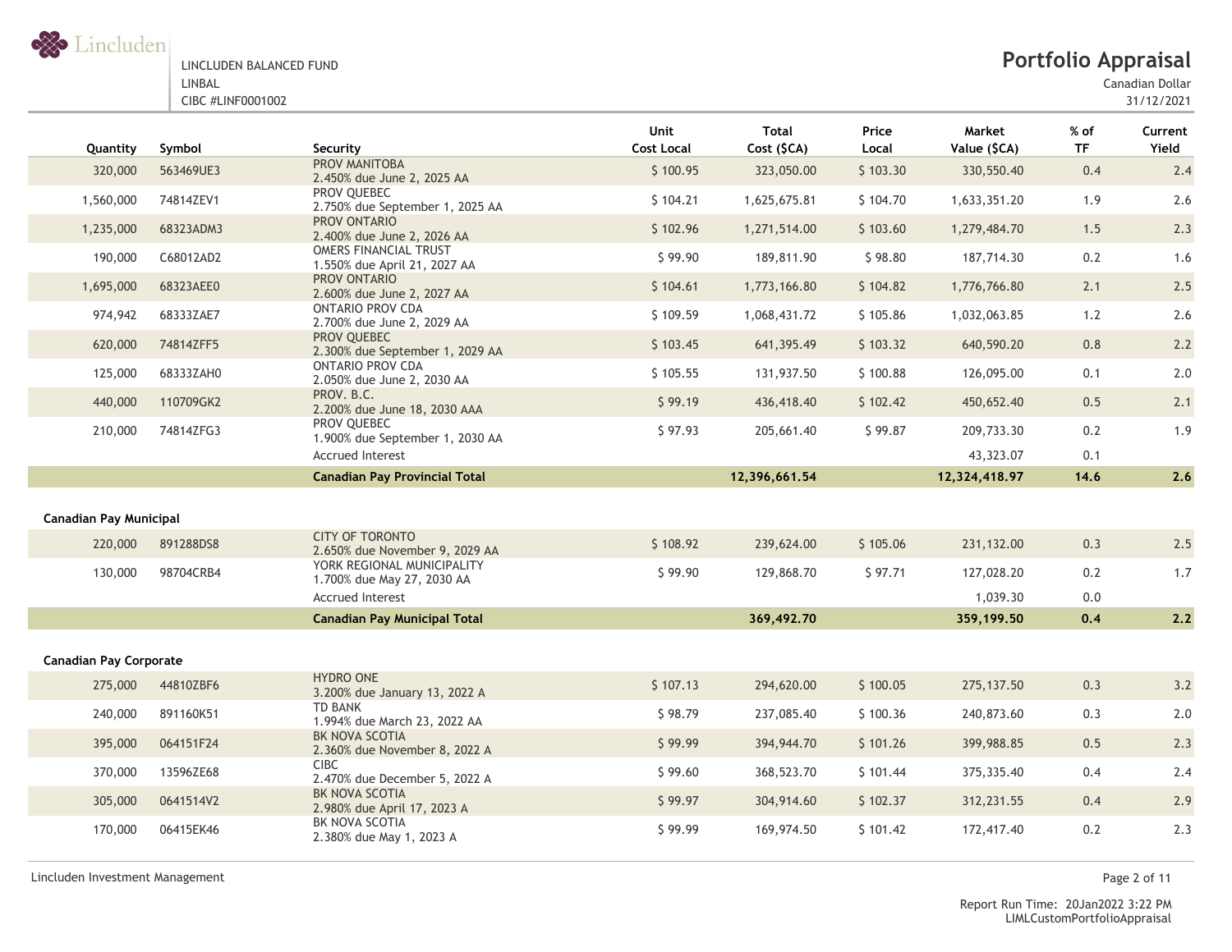LINCLUDEN BALANCED FUND
LINBAL
CIBC #LINF0001002

# Portfolio Appraisal

Canadian Dollar
31/12/2021

| Quantity | Symbol | Security | Unit Cost Local | Total Cost ($CA) | Price Local | Market Value ($CA) | % of TF | Current Yield |
|---|---|---|---|---|---|---|---|---|
| 320,000 | 563469UE3 | PROV MANITOBA 2.450% due June 2, 2025 AA | $ 100.95 | 323,050.00 | $ 103.30 | 330,550.40 | 0.4 | 2.4 |
| 1,560,000 | 74814ZEV1 | PROV QUEBEC 2.750% due September 1, 2025 AA | $ 104.21 | 1,625,675.81 | $ 104.70 | 1,633,351.20 | 1.9 | 2.6 |
| 1,235,000 | 68323ADM3 | PROV ONTARIO 2.400% due June 2, 2026 AA | $ 102.96 | 1,271,514.00 | $ 103.60 | 1,279,484.70 | 1.5 | 2.3 |
| 190,000 | C68012AD2 | OMERS FINANCIAL TRUST 1.550% due April 21, 2027 AA | $ 99.90 | 189,811.90 | $ 98.80 | 187,714.30 | 0.2 | 1.6 |
| 1,695,000 | 68323AEE0 | PROV ONTARIO 2.600% due June 2, 2027 AA | $ 104.61 | 1,773,166.80 | $ 104.82 | 1,776,766.80 | 2.1 | 2.5 |
| 974,942 | 68333ZAE7 | ONTARIO PROV CDA 2.700% due June 2, 2029 AA | $ 109.59 | 1,068,431.72 | $ 105.86 | 1,032,063.85 | 1.2 | 2.6 |
| 620,000 | 74814ZFF5 | PROV QUEBEC 2.300% due September 1, 2029 AA | $ 103.45 | 641,395.49 | $ 103.32 | 640,590.20 | 0.8 | 2.2 |
| 125,000 | 68333ZAH0 | ONTARIO PROV CDA 2.050% due June 2, 2030 AA | $ 105.55 | 131,937.50 | $ 100.88 | 126,095.00 | 0.1 | 2.0 |
| 440,000 | 110709GK2 | PROV. B.C. 2.200% due June 18, 2030 AAA | $ 99.19 | 436,418.40 | $ 102.42 | 450,652.40 | 0.5 | 2.1 |
| 210,000 | 74814ZFG3 | PROV QUEBEC 1.900% due September 1, 2030 AA | $ 97.93 | 205,661.40 | $ 99.87 | 209,733.30 | 0.2 | 1.9 |
| | | Accrued Interest | | | | 43,323.07 | 0.1 | |
| | | **Canadian Pay Provincial Total** | | **12,396,661.54** | | **12,324,418.97** | **14.6** | **2.6** |
| **Canadian Pay Municipal** | | | | | | | | |
| 220,000 | 891288DS8 | CITY OF TORONTO 2.650% due November 9, 2029 AA | $ 108.92 | 239,624.00 | $ 105.06 | 231,132.00 | 0.3 | 2.5 |
| 130,000 | 98704CRB4 | YORK REGIONAL MUNICIPALITY 1.700% due May 27, 2030 AA | $ 99.90 | 129,868.70 | $ 97.71 | 127,028.20 | 0.2 | 1.7 |
| | | Accrued Interest | | | | 1,039.30 | 0.0 | |
| | | **Canadian Pay Municipal Total** | | **369,492.70** | | **359,199.50** | **0.4** | **2.2** |
| **Canadian Pay Corporate** | | | | | | | | |
| 275,000 | 44810ZBF6 | HYDRO ONE 3.200% due January 13, 2022 A | $ 107.13 | 294,620.00 | $ 100.05 | 275,137.50 | 0.3 | 3.2 |
| 240,000 | 891160K51 | TD BANK 1.994% due March 23, 2022 AA | $ 98.79 | 237,085.40 | $ 100.36 | 240,873.60 | 0.3 | 2.0 |
| 395,000 | 064151F24 | BK NOVA SCOTIA 2.360% due November 8, 2022 A | $ 99.99 | 394,944.70 | $ 101.26 | 399,988.85 | 0.5 | 2.3 |
| 370,000 | 13596ZE68 | CIBC 2.470% due December 5, 2022 A | $ 99.60 | 368,523.70 | $ 101.44 | 375,335.40 | 0.4 | 2.4 |
| 305,000 | 0641514V2 | BK NOVA SCOTIA 2.980% due April 17, 2023 A | $ 99.97 | 304,914.60 | $ 102.37 | 312,231.55 | 0.4 | 2.9 |
| 170,000 | 06415EK46 | BK NOVA SCOTIA 2.380% due May 1, 2023 A | $ 99.99 | 169,974.50 | $ 101.42 | 172,417.40 | 0.2 | 2.3 |

Lincluden Investment Management

Report Run Time: 20Jan2022 3:22 PM
LIMLCustomPortfolioAppraisal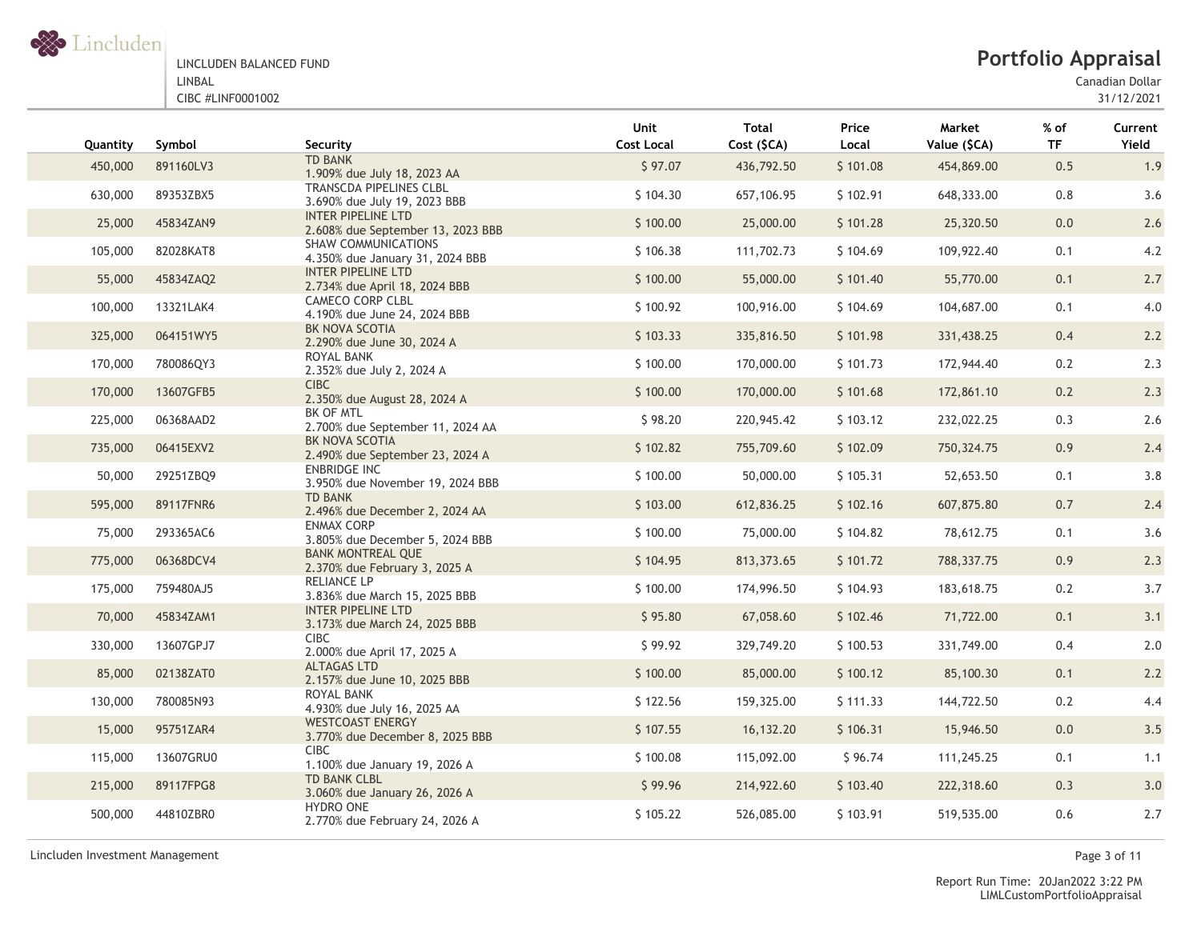LINCLUDEN BALANCED FUND
LINBAL
CIBC #LINF0001002

# Portfolio Appraisal

Canadian Dollar
31/12/2021

| Quantity | Symbol | Security | Unit Cost Local | Total Cost ($CA) | Price Local | Market Value ($CA) | % of TF | Current Yield |
|---|---|---|---|---|---|---|---|---|
| 450,000 | 891160LV3 | TD BANK 1.909% due July 18, 2023 AA | $ 97.07 | 436,792.50 | $ 101.08 | 454,869.00 | 0.5 | 1.9 |
| 630,000 | 89353ZBX5 | TRANSCDA PIPELINES CLBL 3.690% due July 19, 2023 BBB | $ 104.30 | 657,106.95 | $ 102.91 | 648,333.00 | 0.8 | 3.6 |
| 25,000 | 45834ZAN9 | INTER PIPELINE LTD 2.608% due September 13, 2023 BBB | $ 100.00 | 25,000.00 | $ 101.28 | 25,320.50 | 0.0 | 2.6 |
| 105,000 | 82028KAT8 | SHAW COMMUNICATIONS 4.350% due January 31, 2024 BBB | $ 106.38 | 111,702.73 | $ 104.69 | 109,922.40 | 0.1 | 4.2 |
| 55,000 | 45834ZAQ2 | INTER PIPELINE LTD 2.734% due April 18, 2024 BBB | $ 100.00 | 55,000.00 | $ 101.40 | 55,770.00 | 0.1 | 2.7 |
| 100,000 | 13321LAK4 | CAMECO CORP CLBL 4.190% due June 24, 2024 BBB | $ 100.92 | 100,916.00 | $ 104.69 | 104,687.00 | 0.1 | 4.0 |
| 325,000 | 064151WY5 | BK NOVA SCOTIA 2.290% due June 30, 2024 A | $ 103.33 | 335,816.50 | $ 101.98 | 331,438.25 | 0.4 | 2.2 |
| 170,000 | 780086QY3 | ROYAL BANK 2.352% due July 2, 2024 A | $ 100.00 | 170,000.00 | $ 101.73 | 172,944.40 | 0.2 | 2.3 |
| 170,000 | 13607GFB5 | CIBC 2.350% due August 28, 2024 A | $ 100.00 | 170,000.00 | $ 101.68 | 172,861.10 | 0.2 | 2.3 |
| 225,000 | 06368AAD2 | BK OF MTL 2.700% due September 11, 2024 AA | $ 98.20 | 220,945.42 | $ 103.12 | 232,022.25 | 0.3 | 2.6 |
| 735,000 | 06415EXV2 | BK NOVA SCOTIA 2.490% due September 23, 2024 A | $ 102.82 | 755,709.60 | $ 102.09 | 750,324.75 | 0.9 | 2.4 |
| 50,000 | 29251ZBQ9 | ENBRIDGE INC 3.950% due November 19, 2024 BBB | $ 100.00 | 50,000.00 | $ 105.31 | 52,653.50 | 0.1 | 3.8 |
| 595,000 | 89117FNR6 | TD BANK 2.496% due December 2, 2024 AA | $ 103.00 | 612,836.25 | $ 102.16 | 607,875.80 | 0.7 | 2.4 |
| 75,000 | 293365AC6 | ENMAX CORP 3.805% due December 5, 2024 BBB | $ 100.00 | 75,000.00 | $ 104.82 | 78,612.75 | 0.1 | 3.6 |
| 775,000 | 06368DCV4 | BANK MONTREAL QUE 2.370% due February 3, 2025 A | $ 104.95 | 813,373.65 | $ 101.72 | 788,337.75 | 0.9 | 2.3 |
| 175,000 | 759480AJ5 | RELIANCE LP 3.836% due March 15, 2025 BBB | $ 100.00 | 174,996.50 | $ 104.93 | 183,618.75 | 0.2 | 3.7 |
| 70,000 | 45834ZAM1 | INTER PIPELINE LTD 3.173% due March 24, 2025 BBB | $ 95.80 | 67,058.60 | $ 102.46 | 71,722.00 | 0.1 | 3.1 |
| 330,000 | 13607GPJ7 | CIBC 2.000% due April 17, 2025 A | $ 99.92 | 329,749.20 | $ 100.53 | 331,749.00 | 0.4 | 2.0 |
| 85,000 | 02138ZAT0 | ALTAGAS LTD 2.157% due June 10, 2025 BBB | $ 100.00 | 85,000.00 | $ 100.12 | 85,100.30 | 0.1 | 2.2 |
| 130,000 | 780085N93 | ROYAL BANK 4.930% due July 16, 2025 AA | $ 122.56 | 159,325.00 | $ 111.33 | 144,722.50 | 0.2 | 4.4 |
| 15,000 | 95751ZAR4 | WESTCOAST ENERGY 3.770% due December 8, 2025 BBB | $ 107.55 | 16,132.20 | $ 106.31 | 15,946.50 | 0.0 | 3.5 |
| 115,000 | 13607GRU0 | CIBC 1.100% due January 19, 2026 A | $ 100.08 | 115,092.00 | $ 96.74 | 111,245.25 | 0.1 | 1.1 |
| 215,000 | 89117FPG8 | TD BANK CLBL 3.060% due January 26, 2026 A | $ 99.96 | 214,922.60 | $ 103.40 | 222,318.60 | 0.3 | 3.0 |
| 500,000 | 44810ZBR0 | HYDRO ONE 2.770% due February 24, 2026 A | $ 105.22 | 526,085.00 | $ 103.91 | 519,535.00 | 0.6 | 2.7 |

Report Run Time: 20Jan2022 3:22 PM
LIMLCustomPortfolioAppraisal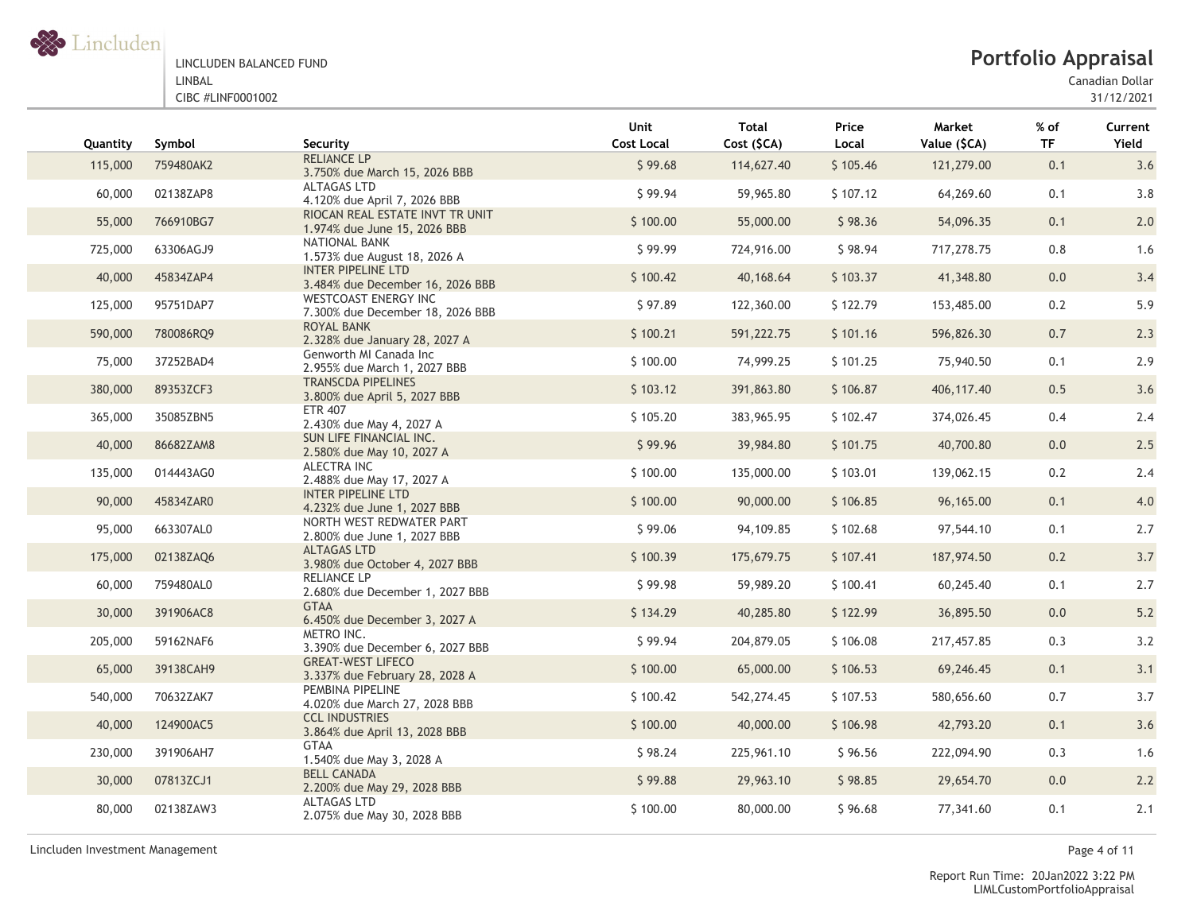LINCLUDEN BALANCED FUND
LINBAL
CIBC #LINF0001002

# Portfolio Appraisal

Canadian Dollar
31/12/2021

| Quantity | Symbol | Security | Unit Cost Local | Total Cost ($CA) | Price Local | Market Value ($CA) | % of TF | Current Yield |
|---|---|---|---|---|---|---|---|---|
| 115,000 | 759480AK2 | RELIANCE LP 3.750% due March 15, 2026 BBB | $ 99.68 | 114,627.40 | $ 105.46 | 121,279.00 | 0.1 | 3.6 |
| 60,000 | 02138ZAP8 | ALTAGAS LTD 4.120% due April 7, 2026 BBB | $ 99.94 | 59,965.80 | $ 107.12 | 64,269.60 | 0.1 | 3.8 |
| 55,000 | 766910BG7 | RIOCAN REAL ESTATE INVT TR UNIT 1.974% due June 15, 2026 BBB | $ 100.00 | 55,000.00 | $ 98.36 | 54,096.35 | 0.1 | 2.0 |
| 725,000 | 63306AGJ9 | NATIONAL BANK 1.573% due August 18, 2026 A | $ 99.99 | 724,916.00 | $ 98.94 | 717,278.75 | 0.8 | 1.6 |
| 40,000 | 45834ZAP4 | INTER PIPELINE LTD 3.484% due December 16, 2026 BBB | $ 100.42 | 40,168.64 | $ 103.37 | 41,348.80 | 0.0 | 3.4 |
| 125,000 | 95751DAP7 | WESTCOAST ENERGY INC 7.300% due December 18, 2026 BBB | $ 97.89 | 122,360.00 | $ 122.79 | 153,485.00 | 0.2 | 5.9 |
| 590,000 | 780086RQ9 | ROYAL BANK 2.328% due January 28, 2027 A | $ 100.21 | 591,222.75 | $ 101.16 | 596,826.30 | 0.7 | 2.3 |
| 75,000 | 37252BAD4 | Genworth MI Canada Inc 2.955% due March 1, 2027 BBB | $ 100.00 | 74,999.25 | $ 101.25 | 75,940.50 | 0.1 | 2.9 |
| 380,000 | 89353ZCF3 | TRANSCDA PIPELINES 3.800% due April 5, 2027 BBB | $ 103.12 | 391,863.80 | $ 106.87 | 406,117.40 | 0.5 | 3.6 |
| 365,000 | 35085ZBN5 | ETR 407 2.430% due May 4, 2027 A | $ 105.20 | 383,965.95 | $ 102.47 | 374,026.45 | 0.4 | 2.4 |
| 40,000 | 86682ZAM8 | SUN LIFE FINANCIAL INC. 2.580% due May 10, 2027 A | $ 99.96 | 39,984.80 | $ 101.75 | 40,700.80 | 0.0 | 2.5 |
| 135,000 | 014443AG0 | ALECTRA INC 2.488% due May 17, 2027 A | $ 100.00 | 135,000.00 | $ 103.01 | 139,062.15 | 0.2 | 2.4 |
| 90,000 | 45834ZAR0 | INTER PIPELINE LTD 4.232% due June 1, 2027 BBB | $ 100.00 | 90,000.00 | $ 106.85 | 96,165.00 | 0.1 | 4.0 |
| 95,000 | 663307AL0 | NORTH WEST REDWATER PART 2.800% due June 1, 2027 BBB | $ 99.06 | 94,109.85 | $ 102.68 | 97,544.10 | 0.1 | 2.7 |
| 175,000 | 02138ZAQ6 | ALTAGAS LTD 3.980% due October 4, 2027 BBB | $ 100.39 | 175,679.75 | $ 107.41 | 187,974.50 | 0.2 | 3.7 |
| 60,000 | 759480AL0 | RELIANCE LP 2.680% due December 1, 2027 BBB | $ 99.98 | 59,989.20 | $ 100.41 | 60,245.40 | 0.1 | 2.7 |
| 30,000 | 391906AC8 | GTAA 6.450% due December 3, 2027 A | $ 134.29 | 40,285.80 | $ 122.99 | 36,895.50 | 0.0 | 5.2 |
| 205,000 | 59162NAF6 | METRO INC. 3.390% due December 6, 2027 BBB | $ 99.94 | 204,879.05 | $ 106.08 | 217,457.85 | 0.3 | 3.2 |
| 65,000 | 39138CAH9 | GREAT-WEST LIFECO 3.337% due February 28, 2028 A | $ 100.00 | 65,000.00 | $ 106.53 | 69,246.45 | 0.1 | 3.1 |
| 540,000 | 70632ZAK7 | PEMBINA PIPELINE 4.020% due March 27, 2028 BBB | $ 100.42 | 542,274.45 | $ 107.53 | 580,656.60 | 0.7 | 3.7 |
| 40,000 | 124900AC5 | CCL INDUSTRIES 3.864% due April 13, 2028 BBB | $ 100.00 | 40,000.00 | $ 106.98 | 42,793.20 | 0.1 | 3.6 |
| 230,000 | 391906AH7 | GTAA 1.540% due May 3, 2028 A | $ 98.24 | 225,961.10 | $ 96.56 | 222,094.90 | 0.3 | 1.6 |
| 30,000 | 07813ZCJ1 | BELL CANADA 2.200% due May 29, 2028 BBB | $ 99.88 | 29,963.10 | $ 98.85 | 29,654.70 | 0.0 | 2.2 |
| 80,000 | 02138ZAW3 | ALTAGAS LTD 2.075% due May 30, 2028 BBB | $ 100.00 | 80,000.00 | $ 96.68 | 77,341.60 | 0.1 | 2.1 |

Report Run Time: 20Jan2022 3:22 PM
LIMLCustomPortfolioAppraisal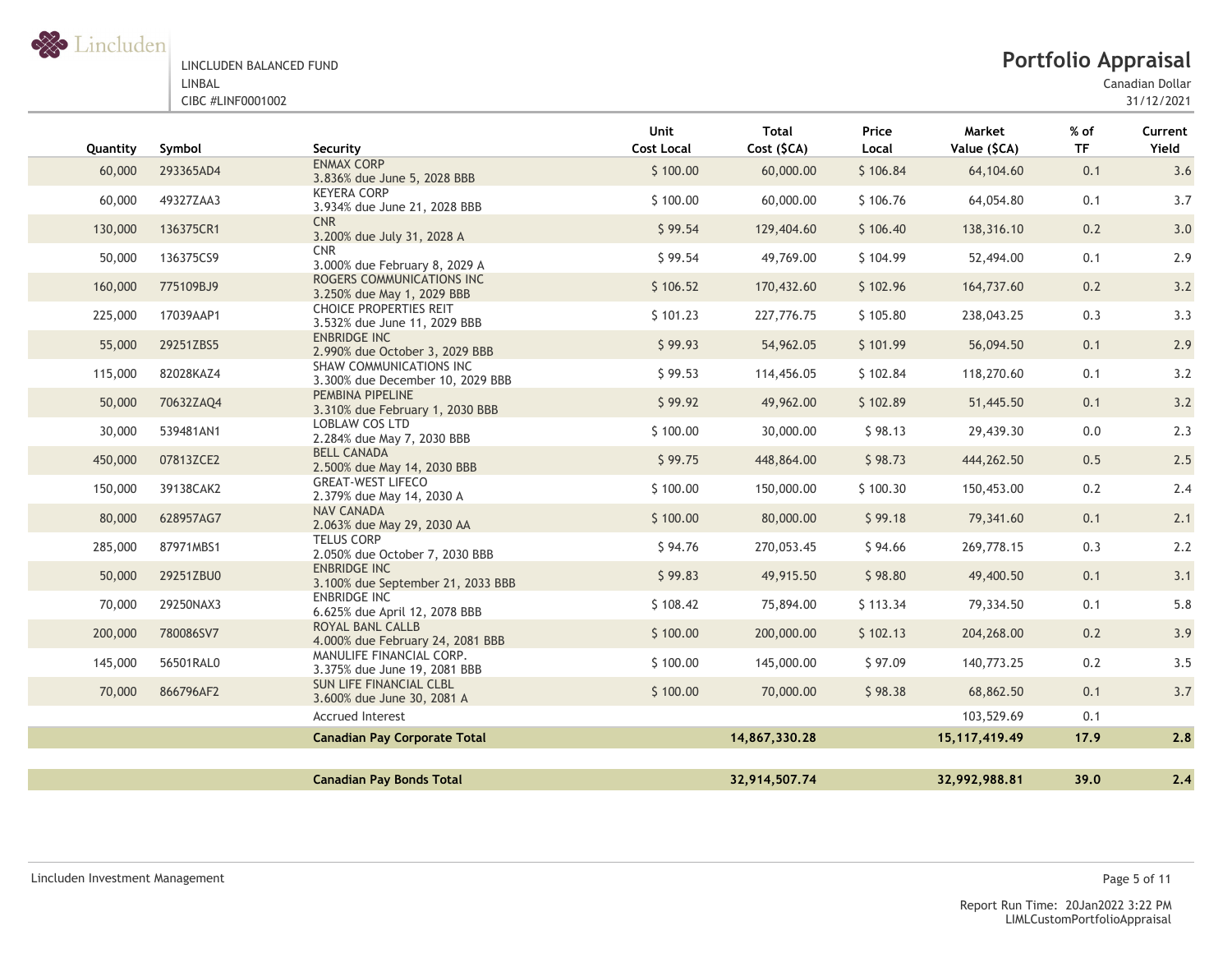LINCLUDEN BALANCED FUND
LINBAL
CIBC #LINF0001002

# Portfolio Appraisal

Canadian Dollar
31/12/2021

| Quantity | Symbol | Security | Unit Cost Local | Total Cost ($CA) | Price Local | Market Value ($CA) | % of TF | Current Yield |
|---|---|---|---|---|---|---|---|---|
| 60,000 | 293365AD4 | ENMAX CORP 3.836% due June 5, 2028 BBB | $ 100.00 | 60,000.00 | $ 106.84 | 64,104.60 | 0.1 | 3.6 |
| 60,000 | 49327ZAA3 | KEYERA CORP 3.934% due June 21, 2028 BBB | $ 100.00 | 60,000.00 | $ 106.76 | 64,054.80 | 0.1 | 3.7 |
| 130,000 | 136375CR1 | CNR 3.200% due July 31, 2028 A | $ 99.54 | 129,404.60 | $ 106.40 | 138,316.10 | 0.2 | 3.0 |
| 50,000 | 136375CS9 | CNR 3.000% due February 8, 2029 A | $ 99.54 | 49,769.00 | $ 104.99 | 52,494.00 | 0.1 | 2.9 |
| 160,000 | 775109BJ9 | ROGERS COMMUNICATIONS INC 3.250% due May 1, 2029 BBB | $ 106.52 | 170,432.60 | $ 102.96 | 164,737.60 | 0.2 | 3.2 |
| 225,000 | 17039AAP1 | CHOICE PROPERTIES REIT 3.532% due June 11, 2029 BBB | $ 101.23 | 227,776.75 | $ 105.80 | 238,043.25 | 0.3 | 3.3 |
| 55,000 | 29251ZBS5 | ENBRIDGE INC 2.990% due October 3, 2029 BBB | $ 99.93 | 54,962.05 | $ 101.99 | 56,094.50 | 0.1 | 2.9 |
| 115,000 | 82028KAZ4 | SHAW COMMUNICATIONS INC 3.300% due December 10, 2029 BBB | $ 99.53 | 114,456.05 | $ 102.84 | 118,270.60 | 0.1 | 3.2 |
| 50,000 | 70632ZAQ4 | PEMBINA PIPELINE 3.310% due February 1, 2030 BBB | $ 99.92 | 49,962.00 | $ 102.89 | 51,445.50 | 0.1 | 3.2 |
| 30,000 | 539481AN1 | LOBLAW COS LTD 2.284% due May 7, 2030 BBB | $ 100.00 | 30,000.00 | $ 98.13 | 29,439.30 | 0.0 | 2.3 |
| 450,000 | 07813ZCE2 | BELL CANADA 2.500% due May 14, 2030 BBB | $ 99.75 | 448,864.00 | $ 98.73 | 444,262.50 | 0.5 | 2.5 |
| 150,000 | 39138CAK2 | GREAT-WEST LIFECO 2.379% due May 14, 2030 A | $ 100.00 | 150,000.00 | $ 100.30 | 150,453.00 | 0.2 | 2.4 |
| 80,000 | 628957AG7 | NAV CANADA 2.063% due May 29, 2030 AA | $ 100.00 | 80,000.00 | $ 99.18 | 79,341.60 | 0.1 | 2.1 |
| 285,000 | 87971MBS1 | TELUS CORP 2.050% due October 7, 2030 BBB | $ 94.76 | 270,053.45 | $ 94.66 | 269,778.15 | 0.3 | 2.2 |
| 50,000 | 29251ZBU0 | ENBRIDGE INC 3.100% due September 21, 2033 BBB | $ 99.83 | 49,915.50 | $ 98.80 | 49,400.50 | 0.1 | 3.1 |
| 70,000 | 29250NAX3 | ENBRIDGE INC 6.625% due April 12, 2078 BBB | $ 108.42 | 75,894.00 | $ 113.34 | 79,334.50 | 0.1 | 5.8 |
| 200,000 | 780086SV7 | ROYAL BANL CALLB 4.000% due February 24, 2081 BBB | $ 100.00 | 200,000.00 | $ 102.13 | 204,268.00 | 0.2 | 3.9 |
| 145,000 | 56501RAL0 | MANULIFE FINANCIAL CORP. 3.375% due June 19, 2081 BBB | $ 100.00 | 145,000.00 | $ 97.09 | 140,773.25 | 0.2 | 3.5 |
| 70,000 | 866796AF2 | SUN LIFE FINANCIAL CLBL 3.600% due June 30, 2081 A | $ 100.00 | 70,000.00 | $ 98.38 | 68,862.50 | 0.1 | 3.7 |
| | | Accrued Interest | | | | 103,529.69 | 0.1 | |
| | | **Canadian Pay Corporate Total** | | **14,867,330.28** | | **15,117,419.49** | **17.9** | **2.8** |
| | | | | | | | | |
| | | **Canadian Pay Bonds Total** | | **32,914,507.74** | | **32,992,988.81** | **39.0** | **2.4** |

Lincluden Investment Management

Report Run Time: 20Jan2022 3:22 PM
LIMLCustomPortfolioAppraisal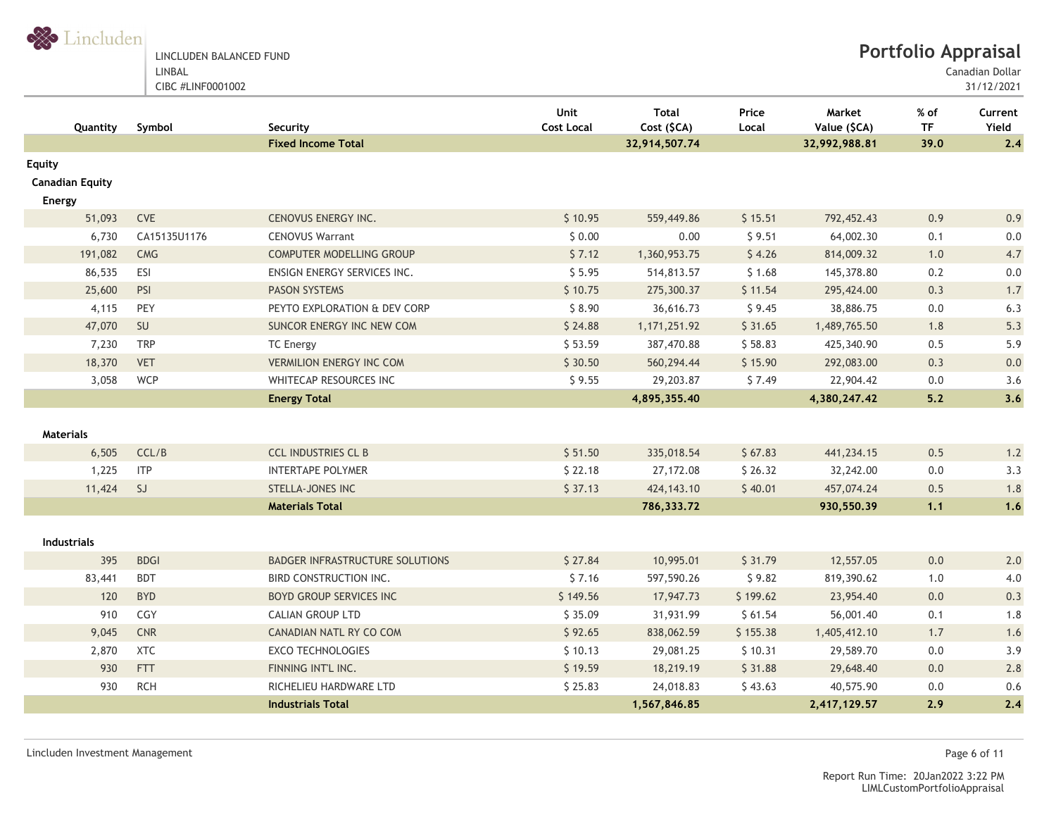LINCLUDEN BALANCED FUND
LINBAL
CIBC #LINF0001002

# Portfolio Appraisal

Canadian Dollar
31/12/2021

| Quantity | Symbol | Security | Unit Cost Local | Total Cost ($CA) | Price Local | Market Value ($CA) | % of TF | Current Yield |
|---|---|---|---|---|---|---|---|---|
| | | **Fixed Income Total** | | **32,914,507.74** | | **32,992,988.81** | **39.0** | **2.4** |
| **Equity** | | | | | | | | |
| **Canadian Equity** | | | | | | | | |
| **Energy** | | | | | | | | |
| 51,093 | CVE | CENOVUS ENERGY INC. | $ 10.95 | 559,449.86 | $ 15.51 | 792,452.43 | 0.9 | 0.9 |
| 6,730 | CA15135U1176 | CENOVUS Warrant | $ 0.00 | 0.00 | $ 9.51 | 64,002.30 | 0.1 | 0.0 |
| 191,082 | CMG | COMPUTER MODELLING GROUP | $ 7.12 | 1,360,953.75 | $ 4.26 | 814,009.32 | 1.0 | 4.7 |
| 86,535 | ESI | ENSIGN ENERGY SERVICES INC. | $ 5.95 | 514,813.57 | $ 1.68 | 145,378.80 | 0.2 | 0.0 |
| 25,600 | PSI | PASON SYSTEMS | $ 10.75 | 275,300.37 | $ 11.54 | 295,424.00 | 0.3 | 1.7 |
| 4,115 | PEY | PEYTO EXPLORATION & DEV CORP | $ 8.90 | 36,616.73 | $ 9.45 | 38,886.75 | 0.0 | 6.3 |
| 47,070 | SU | SUNCOR ENERGY INC NEW COM | $ 24.88 | 1,171,251.92 | $ 31.65 | 1,489,765.50 | 1.8 | 5.3 |
| 7,230 | TRP | TC Energy | $ 53.59 | 387,470.88 | $ 58.83 | 425,340.90 | 0.5 | 5.9 |
| 18,370 | VET | VERMILION ENERGY INC COM | $ 30.50 | 560,294.44 | $ 15.90 | 292,083.00 | 0.3 | 0.0 |
| 3,058 | WCP | WHITECAP RESOURCES INC | $ 9.55 | 29,203.87 | $ 7.49 | 22,904.42 | 0.0 | 3.6 |
| | | **Energy Total** | | **4,895,355.40** | | **4,380,247.42** | **5.2** | **3.6** |
| **Materials** | | | | | | | | |
| 6,505 | CCL/B | CCL INDUSTRIES CL B | $ 51.50 | 335,018.54 | $ 67.83 | 441,234.15 | 0.5 | 1.2 |
| 1,225 | ITP | INTERTAPE POLYMER | $ 22.18 | 27,172.08 | $ 26.32 | 32,242.00 | 0.0 | 3.3 |
| 11,424 | SJ | STELLA-JONES INC | $ 37.13 | 424,143.10 | $ 40.01 | 457,074.24 | 0.5 | 1.8 |
| | | **Materials Total** | | **786,333.72** | | **930,550.39** | **1.1** | **1.6** |
| **Industrials** | | | | | | | | |
| 395 | BDGI | BADGER INFRASTRUCTURE SOLUTIONS | $ 27.84 | 10,995.01 | $ 31.79 | 12,557.05 | 0.0 | 2.0 |
| 83,441 | BDT | BIRD CONSTRUCTION INC. | $ 7.16 | 597,590.26 | $ 9.82 | 819,390.62 | 1.0 | 4.0 |
| 120 | BYD | BOYD GROUP SERVICES INC | $ 149.56 | 17,947.73 | $ 199.62 | 23,954.40 | 0.0 | 0.3 |
| 910 | CGY | CALIAN GROUP LTD | $ 35.09 | 31,931.99 | $ 61.54 | 56,001.40 | 0.1 | 1.8 |
| 9,045 | CNR | CANADIAN NATL RY CO COM | $ 92.65 | 838,062.59 | $ 155.38 | 1,405,412.10 | 1.7 | 1.6 |
| 2,870 | XTC | EXCO TECHNOLOGIES | $ 10.13 | 29,081.25 | $ 10.31 | 29,589.70 | 0.0 | 3.9 |
| 930 | FTT | FINNING INT'L INC. | $ 19.59 | 18,219.19 | $ 31.88 | 29,648.40 | 0.0 | 2.8 |
| 930 | RCH | RICHELIEU HARDWARE LTD | $ 25.83 | 24,018.83 | $ 43.63 | 40,575.90 | 0.0 | 0.6 |
| | | **Industrials Total** | | **1,567,846.85** | | **2,417,129.57** | **2.9** | **2.4** |

Lincluden Investment Management

Report Run Time: 20Jan2022 3:22 PM
LIMLCustomPortfolioAppraisal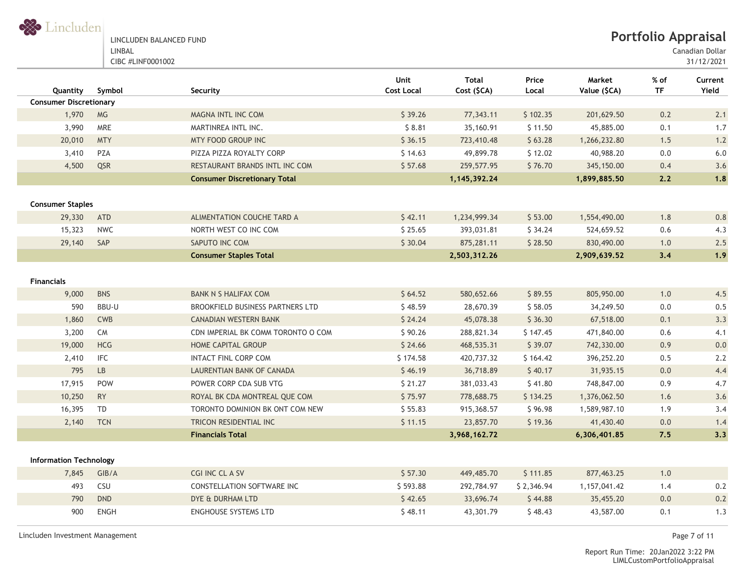LINCLUDEN BALANCED FUND
LINBAL
CIBC #LINF0001002

# Portfolio Appraisal

Canadian Dollar
31/12/2021

| Quantity | Symbol | Security | Unit Cost Local | Total Cost ($CA) | Price Local | Market Value ($CA) | % of TF | Current Yield |
|---|---|---|---|---|---|---|---|---|
| **Consumer Discretionary** | | | | | | | | |
| 1,970 | MG | MAGNA INTL INC COM | $ 39.26 | 77,343.11 | $ 102.35 | 201,629.50 | 0.2 | 2.1 |
| 3,990 | MRE | MARTINREA INTL INC. | $ 8.81 | 35,160.91 | $ 11.50 | 45,885.00 | 0.1 | 1.7 |
| 20,010 | MTY | MTY FOOD GROUP INC | $ 36.15 | 723,410.48 | $ 63.28 | 1,266,232.80 | 1.5 | 1.2 |
| 3,410 | PZA | PIZZA PIZZA ROYALTY CORP | $ 14.63 | 49,899.78 | $ 12.02 | 40,988.20 | 0.0 | 6.0 |
| 4,500 | QSR | RESTAURANT BRANDS INTL INC COM | $ 57.68 | 259,577.95 | $ 76.70 | 345,150.00 | 0.4 | 3.6 |
| | | **Consumer Discretionary Total** | | **1,145,392.24** | | **1,899,885.50** | **2.2** | **1.8** |
| **Consumer Staples** | | | | | | | | |
| 29,330 | ATD | ALIMENTATION COUCHE TARD A | $ 42.11 | 1,234,999.34 | $ 53.00 | 1,554,490.00 | 1.8 | 0.8 |
| 15,323 | NWC | NORTH WEST CO INC COM | $ 25.65 | 393,031.81 | $ 34.24 | 524,659.52 | 0.6 | 4.3 |
| 29,140 | SAP | SAPUTO INC COM | $ 30.04 | 875,281.11 | $ 28.50 | 830,490.00 | 1.0 | 2.5 |
| | | **Consumer Staples Total** | | **2,503,312.26** | | **2,909,639.52** | **3.4** | **1.9** |
| **Financials** | | | | | | | | |
| 9,000 | BNS | BANK N S HALIFAX COM | $ 64.52 | 580,652.66 | $ 89.55 | 805,950.00 | 1.0 | 4.5 |
| 590 | BBU-U | BROOKFIELD BUSINESS PARTNERS LTD | $ 48.59 | 28,670.39 | $ 58.05 | 34,249.50 | 0.0 | 0.5 |
| 1,860 | CWB | CANADIAN WESTERN BANK | $ 24.24 | 45,078.38 | $ 36.30 | 67,518.00 | 0.1 | 3.3 |
| 3,200 | CM | CDN IMPERIAL BK COMM TORONTO O COM | $ 90.26 | 288,821.34 | $ 147.45 | 471,840.00 | 0.6 | 4.1 |
| 19,000 | HCG | HOME CAPITAL GROUP | $ 24.66 | 468,535.31 | $ 39.07 | 742,330.00 | 0.9 | 0.0 |
| 2,410 | IFC | INTACT FINL CORP COM | $ 174.58 | 420,737.32 | $ 164.42 | 396,252.20 | 0.5 | 2.2 |
| 795 | LB | LAURENTIAN BANK OF CANADA | $ 46.19 | 36,718.89 | $ 40.17 | 31,935.15 | 0.0 | 4.4 |
| 17,915 | POW | POWER CORP CDA SUB VTG | $ 21.27 | 381,033.43 | $ 41.80 | 748,847.00 | 0.9 | 4.7 |
| 10,250 | RY | ROYAL BK CDA MONTREAL QUE COM | $ 75.97 | 778,688.75 | $ 134.25 | 1,376,062.50 | 1.6 | 3.6 |
| 16,395 | TD | TORONTO DOMINION BK ONT COM NEW | $ 55.83 | 915,368.57 | $ 96.98 | 1,589,987.10 | 1.9 | 3.4 |
| 2,140 | TCN | TRICON RESIDENTIAL INC | $ 11.15 | 23,857.70 | $ 19.36 | 41,430.40 | 0.0 | 1.4 |
| | | **Financials Total** | | **3,968,162.72** | | **6,306,401.85** | **7.5** | **3.3** |
| **Information Technology** | | | | | | | | |
| 7,845 | GIB/A | CGI INC CL A SV | $ 57.30 | 449,485.70 | $ 111.85 | 877,463.25 | 1.0 | |
| 493 | CSU | CONSTELLATION SOFTWARE INC | $ 593.88 | 292,784.97 | $ 2,346.94 | 1,157,041.42 | 1.4 | 0.2 |
| 790 | DND | DYE & DURHAM LTD | $ 42.65 | 33,696.74 | $ 44.88 | 35,455.20 | 0.0 | 0.2 |
| 900 | ENGH | ENGHOUSE SYSTEMS LTD | $ 48.11 | 43,301.79 | $ 48.43 | 43,587.00 | 0.1 | 1.3 |

Lincluden Investment Management

Report Run Time: 20Jan2022 3:22 PM
LIMLCustomPortfolioAppraisal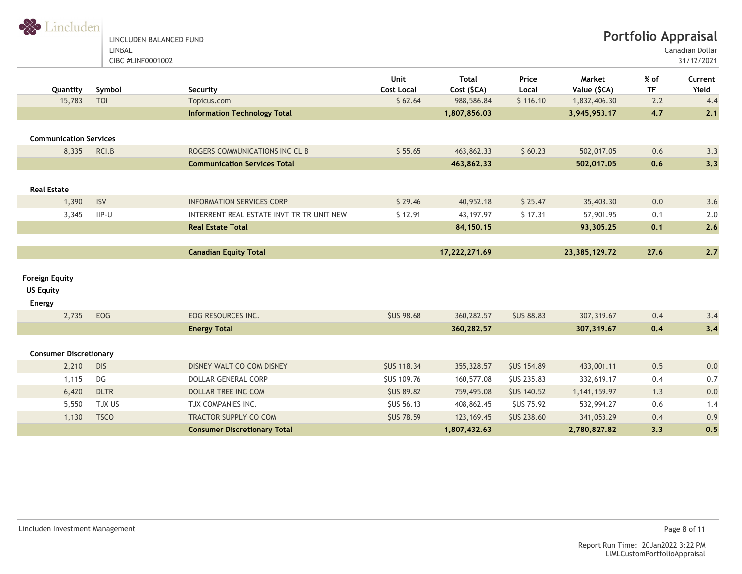LINCLUDEN BALANCED FUND
LINBAL
CIBC #LINF0001002

# Portfolio Appraisal

Canadian Dollar
31/12/2021

| Quantity | Symbol | Security | Unit Cost Local | Total Cost ($CA) | Price Local | Market Value ($CA) | % of TF | Current Yield |
|---|---|---|---|---|---|---|---|---|
| 15,783 | TOI | Topicus.com | $ 62.64 | 988,586.84 | $ 116.10 | 1,832,406.30 | 2.2 | 4.4 |
| | | **Information Technology Total** | | **1,807,856.03** | | **3,945,953.17** | **4.7** | **2.1** |
| **Communication Services** | | | | | | | | |
| 8,335 | RCI.B | ROGERS COMMUNICATIONS INC CL B | $ 55.65 | 463,862.33 | $ 60.23 | 502,017.05 | 0.6 | 3.3 |
| | | **Communication Services Total** | | **463,862.33** | | **502,017.05** | **0.6** | **3.3** |
| **Real Estate** | | | | | | | | |
| 1,390 | ISV | INFORMATION SERVICES CORP | $ 29.46 | 40,952.18 | $ 25.47 | 35,403.30 | 0.0 | 3.6 |
| 3,345 | IIP-U | INTERRENT REAL ESTATE INVT TR TR UNIT NEW | $ 12.91 | 43,197.97 | $ 17.31 | 57,901.95 | 0.1 | 2.0 |
| | | **Real Estate Total** | | **84,150.15** | | **93,305.25** | **0.1** | **2.6** |
| | | **Canadian Equity Total** | | **17,222,271.69** | | **23,385,129.72** | **27.6** | **2.7** |
| **Foreign Equity** | | | | | | | | |
| **US Equity** | | | | | | | | |
| **Energy** | | | | | | | | |
| 2,735 | EOG | EOG RESOURCES INC. | $US 98.68 | 360,282.57 | $US 88.83 | 307,319.67 | 0.4 | 3.4 |
| | | **Energy Total** | | **360,282.57** | | **307,319.67** | **0.4** | **3.4** |
| **Consumer Discretionary** | | | | | | | | |
| 2,210 | DIS | DISNEY WALT CO COM DISNEY | $US 118.34 | 355,328.57 | $US 154.89 | 433,001.11 | 0.5 | 0.0 |
| 1,115 | DG | DOLLAR GENERAL CORP | $US 109.76 | 160,577.08 | $US 235.83 | 332,619.17 | 0.4 | 0.7 |
| 6,420 | DLTR | DOLLAR TREE INC COM | $US 89.82 | 759,495.08 | $US 140.52 | 1,141,159.97 | 1.3 | 0.0 |
| 5,550 | TJX US | TJX COMPANIES INC. | $US 56.13 | 408,862.45 | $US 75.92 | 532,994.27 | 0.6 | 1.4 |
| 1,130 | TSCO | TRACTOR SUPPLY CO COM | $US 78.59 | 123,169.45 | $US 238.60 | 341,053.29 | 0.4 | 0.9 |
| | | **Consumer Discretionary Total** | | **1,807,432.63** | | **2,780,827.82** | **3.3** | **0.5** |

Lincluden Investment Management

Report Run Time: 20Jan2022 3:22 PM
LIMLCustomPortfolioAppraisal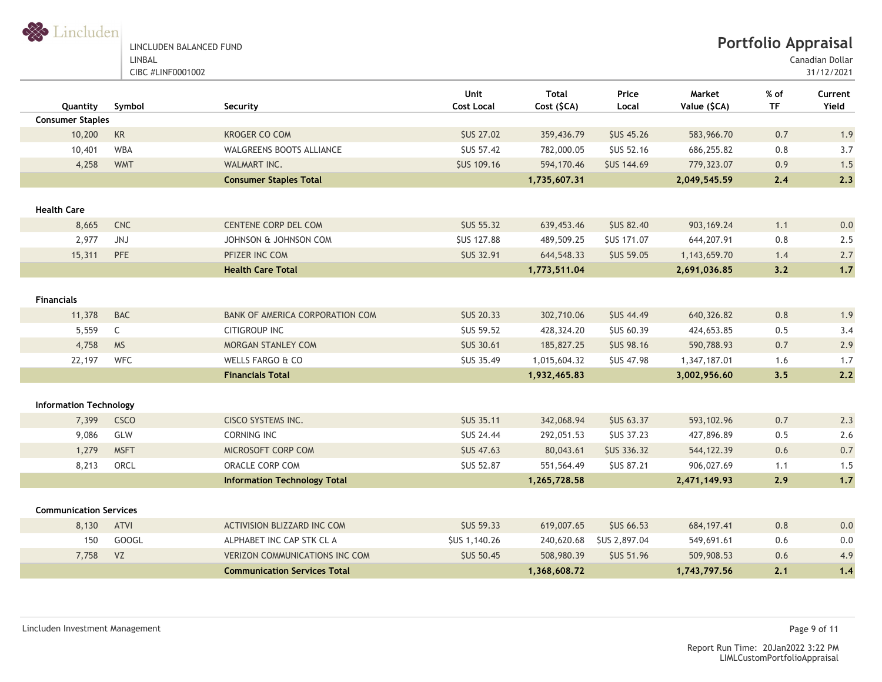LINCLUDEN BALANCED FUND
LINBAL
CIBC #LINF0001002

# Portfolio Appraisal

Canadian Dollar
31/12/2021

| Quantity | Symbol | Security | Unit Cost Local | Total Cost ($CA) | Price Local | Market Value ($CA) | % of TF | Current Yield |
|---|---|---|---|---|---|---|---|---|
| **Consumer Staples** | | | | | | | | |
| 10,200 | KR | KROGER CO COM | $US 27.02 | 359,436.79 | $US 45.26 | 583,966.70 | 0.7 | 1.9 |
| 10,401 | WBA | WALGREENS BOOTS ALLIANCE | $US 57.42 | 782,000.05 | $US 52.16 | 686,255.82 | 0.8 | 3.7 |
| 4,258 | WMT | WALMART INC. | $US 109.16 | 594,170.46 | $US 144.69 | 779,323.07 | 0.9 | 1.5 |
| | | **Consumer Staples Total** | | **1,735,607.31** | | **2,049,545.59** | **2.4** | **2.3** |
| **Health Care** | | | | | | | | |
| 8,665 | CNC | CENTENE CORP DEL COM | $US 55.32 | 639,453.46 | $US 82.40 | 903,169.24 | 1.1 | 0.0 |
| 2,977 | JNJ | JOHNSON & JOHNSON COM | $US 127.88 | 489,509.25 | $US 171.07 | 644,207.91 | 0.8 | 2.5 |
| 15,311 | PFE | PFIZER INC COM | $US 32.91 | 644,548.33 | $US 59.05 | 1,143,659.70 | 1.4 | 2.7 |
| | | **Health Care Total** | | **1,773,511.04** | | **2,691,036.85** | **3.2** | **1.7** |
| **Financials** | | | | | | | | |
| 11,378 | BAC | BANK OF AMERICA CORPORATION COM | $US 20.33 | 302,710.06 | $US 44.49 | 640,326.82 | 0.8 | 1.9 |
| 5,559 | C | CITIGROUP INC | $US 59.52 | 428,324.20 | $US 60.39 | 424,653.85 | 0.5 | 3.4 |
| 4,758 | MS | MORGAN STANLEY COM | $US 30.61 | 185,827.25 | $US 98.16 | 590,788.93 | 0.7 | 2.9 |
| 22,197 | WFC | WELLS FARGO & CO | $US 35.49 | 1,015,604.32 | $US 47.98 | 1,347,187.01 | 1.6 | 1.7 |
| | | **Financials Total** | | **1,932,465.83** | | **3,002,956.60** | **3.5** | **2.2** |
| **Information Technology** | | | | | | | | |
| 7,399 | CSCO | CISCO SYSTEMS INC. | $US 35.11 | 342,068.94 | $US 63.37 | 593,102.96 | 0.7 | 2.3 |
| 9,086 | GLW | CORNING INC | $US 24.44 | 292,051.53 | $US 37.23 | 427,896.89 | 0.5 | 2.6 |
| 1,279 | MSFT | MICROSOFT CORP COM | $US 47.63 | 80,043.61 | $US 336.32 | 544,122.39 | 0.6 | 0.7 |
| 8,213 | ORCL | ORACLE CORP COM | $US 52.87 | 551,564.49 | $US 87.21 | 906,027.69 | 1.1 | 1.5 |
| | | **Information Technology Total** | | **1,265,728.58** | | **2,471,149.93** | **2.9** | **1.7** |
| **Communication Services** | | | | | | | | |
| 8,130 | ATVI | ACTIVISION BLIZZARD INC COM | $US 59.33 | 619,007.65 | $US 66.53 | 684,197.41 | 0.8 | 0.0 |
| 150 | GOOGL | ALPHABET INC CAP STK CL A | $US 1,140.26 | 240,620.68 | $US 2,897.04 | 549,691.61 | 0.6 | 0.0 |
| 7,758 | VZ | VERIZON COMMUNICATIONS INC COM | $US 50.45 | 508,980.39 | $US 51.96 | 509,908.53 | 0.6 | 4.9 |
| | | **Communication Services Total** | | **1,368,608.72** | | **1,743,797.56** | **2.1** | **1.4** |

Report Run Time: 20Jan2022 3:22 PM
LIMLCustomPortfolioAppraisal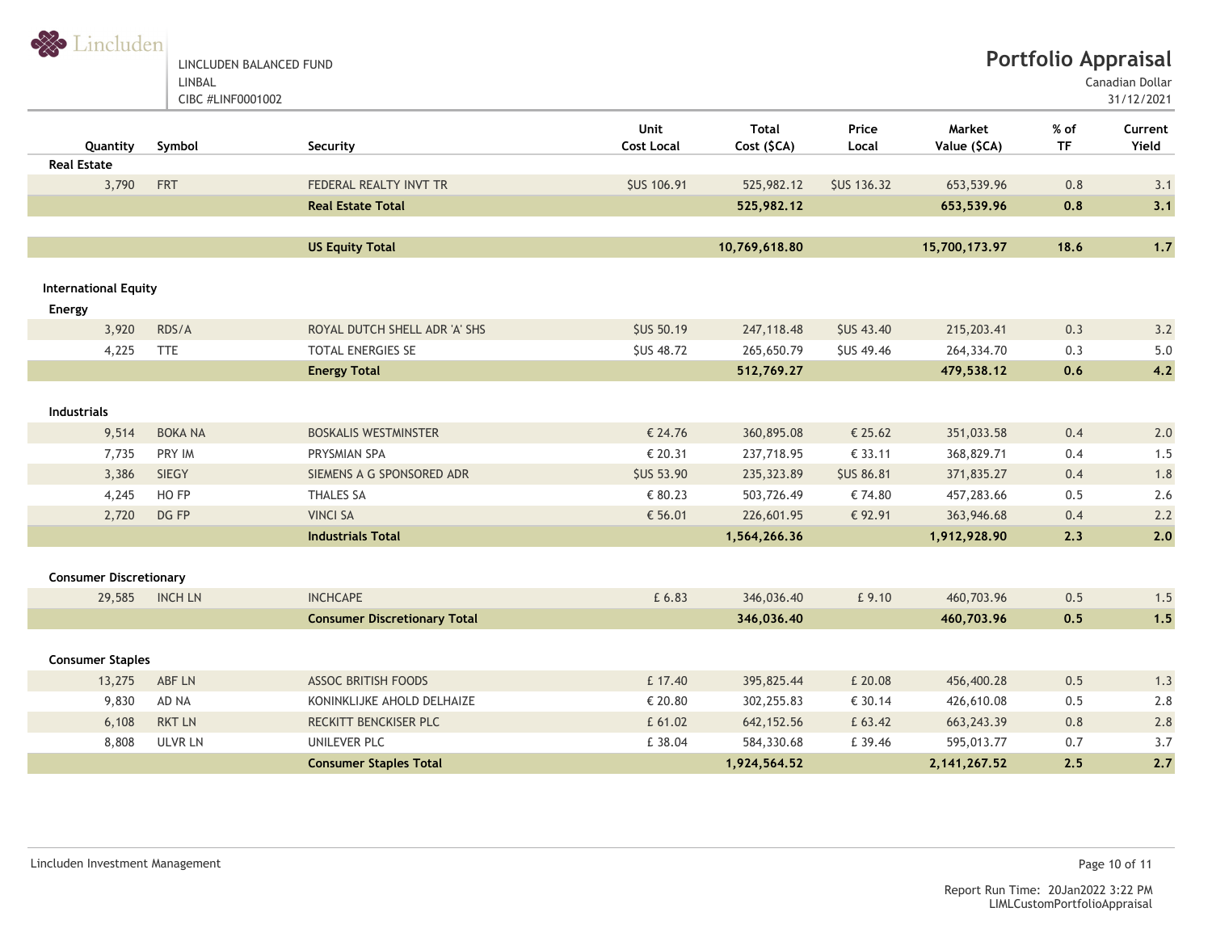LINCLUDEN BALANCED FUND
LINBAL
CIBC #LINF0001002

# Portfolio Appraisal

Canadian Dollar
31/12/2021

| Quantity | Symbol | Security | Unit Cost Local | Total Cost ($CA) | Price Local | Market Value ($CA) | % of TF | Current Yield |
|---|---|---|---|---|---|---|---|---|
| **Real Estate** | | | | | | | | |
| 3,790 | FRT | FEDERAL REALTY INVT TR | $US 106.91 | 525,982.12 | $US 136.32 | 653,539.96 | 0.8 | 3.1 |
| | | **Real Estate Total** | | **525,982.12** | | **653,539.96** | **0.8** | **3.1** |
| | | **US Equity Total** | | **10,769,618.80** | | **15,700,173.97** | **18.6** | **1.7** |
| **International Equity** | | | | | | | | |
| **Energy** | | | | | | | | |
| 3,920 | RDS/A | ROYAL DUTCH SHELL ADR 'A' SHS | $US 50.19 | 247,118.48 | $US 43.40 | 215,203.41 | 0.3 | 3.2 |
| 4,225 | TTE | TOTAL ENERGIES SE | $US 48.72 | 265,650.79 | $US 49.46 | 264,334.70 | 0.3 | 5.0 |
| | | **Energy Total** | | **512,769.27** | | **479,538.12** | **0.6** | **4.2** |
| **Industrials** | | | | | | | | |
| 9,514 | BOKA NA | BOSKALIS WESTMINSTER | € 24.76 | 360,895.08 | € 25.62 | 351,033.58 | 0.4 | 2.0 |
| 7,735 | PRY IM | PRYSMIAN SPA | € 20.31 | 237,718.95 | € 33.11 | 368,829.71 | 0.4 | 1.5 |
| 3,386 | SIEGY | SIEMENS A G SPONSORED ADR | $US 53.90 | 235,323.89 | $US 86.81 | 371,835.27 | 0.4 | 1.8 |
| 4,245 | HO FP | THALES SA | € 80.23 | 503,726.49 | € 74.80 | 457,283.66 | 0.5 | 2.6 |
| 2,720 | DG FP | VINCI SA | € 56.01 | 226,601.95 | € 92.91 | 363,946.68 | 0.4 | 2.2 |
| | | **Industrials Total** | | **1,564,266.36** | | **1,912,928.90** | **2.3** | **2.0** |
| **Consumer Discretionary** | | | | | | | | |
| 29,585 | INCH LN | INCHCAPE | £ 6.83 | 346,036.40 | £ 9.10 | 460,703.96 | 0.5 | 1.5 |
| | | **Consumer Discretionary Total** | | **346,036.40** | | **460,703.96** | **0.5** | **1.5** |
| **Consumer Staples** | | | | | | | | |
| 13,275 | ABF LN | ASSOC BRITISH FOODS | £ 17.40 | 395,825.44 | £ 20.08 | 456,400.28 | 0.5 | 1.3 |
| 9,830 | AD NA | KONINKLIJKE AHOLD DELHAIZE | € 20.80 | 302,255.83 | € 30.14 | 426,610.08 | 0.5 | 2.8 |
| 6,108 | RKT LN | RECKITT BENCKISER PLC | £ 61.02 | 642,152.56 | £ 63.42 | 663,243.39 | 0.8 | 2.8 |
| 8,808 | ULVR LN | UNILEVER PLC | £ 38.04 | 584,330.68 | £ 39.46 | 595,013.77 | 0.7 | 3.7 |
| | | **Consumer Staples Total** | | **1,924,564.52** | | **2,141,267.52** | **2.5** | **2.7** |

Lincluden Investment Management

Report Run Time: 20Jan2022 3:22 PM
LIMLCustomPortfolioAppraisal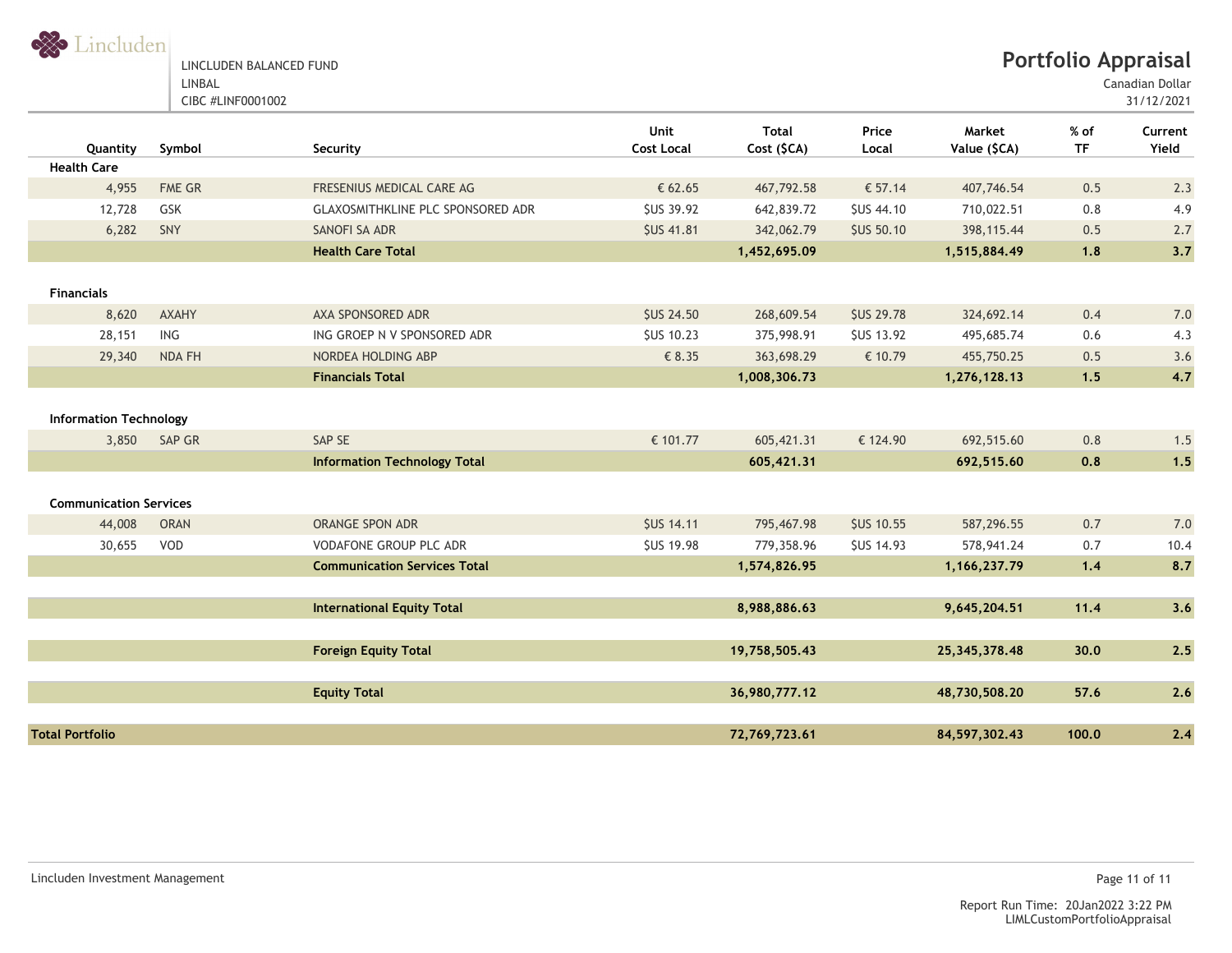LINCLUDEN BALANCED FUND
LINBAL
CIBC #LINF0001002

# Portfolio Appraisal

Canadian Dollar
31/12/2021

| Quantity | Symbol | Security | Unit Cost Local | Total Cost ($CA) | Price Local | Market Value ($CA) | % of TF | Current Yield |
|---|---|---|---|---|---|---|---|---|
| **Health Care** | | | | | | | | |
| 4,955 | FME GR | FRESENIUS MEDICAL CARE AG | € 62.65 | 467,792.58 | € 57.14 | 407,746.54 | 0.5 | 2.3 |
| 12,728 | GSK | GLAXOSMITHKLINE PLC SPONSORED ADR | $US 39.92 | 642,839.72 | $US 44.10 | 710,022.51 | 0.8 | 4.9 |
| 6,282 | SNY | SANOFI SA ADR | $US 41.81 | 342,062.79 | $US 50.10 | 398,115.44 | 0.5 | 2.7 |
| | | **Health Care Total** | | **1,452,695.09** | | **1,515,884.49** | **1.8** | **3.7** |
| **Financials** | | | | | | | | |
| 8,620 | AXAHY | AXA SPONSORED ADR | $US 24.50 | 268,609.54 | $US 29.78 | 324,692.14 | 0.4 | 7.0 |
| 28,151 | ING | ING GROEP N V SPONSORED ADR | $US 10.23 | 375,998.91 | $US 13.92 | 495,685.74 | 0.6 | 4.3 |
| 29,340 | NDA FH | NORDEA HOLDING ABP | € 8.35 | 363,698.29 | € 10.79 | 455,750.25 | 0.5 | 3.6 |
| | | **Financials Total** | | **1,008,306.73** | | **1,276,128.13** | **1.5** | **4.7** |
| **Information Technology** | | | | | | | | |
| 3,850 | SAP GR | SAP SE | € 101.77 | 605,421.31 | € 124.90 | 692,515.60 | 0.8 | 1.5 |
| | | **Information Technology Total** | | **605,421.31** | | **692,515.60** | **0.8** | **1.5** |
| **Communication Services** | | | | | | | | |
| 44,008 | ORAN | ORANGE SPON ADR | $US 14.11 | 795,467.98 | $US 10.55 | 587,296.55 | 0.7 | 7.0 |
| 30,655 | VOD | VODAFONE GROUP PLC ADR | $US 19.98 | 779,358.96 | $US 14.93 | 578,941.24 | 0.7 | 10.4 |
| | | **Communication Services Total** | | **1,574,826.95** | | **1,166,237.79** | **1.4** | **8.7** |
| | | **International Equity Total** | | **8,988,886.63** | | **9,645,204.51** | **11.4** | **3.6** |
| | | **Foreign Equity Total** | | **19,758,505.43** | | **25,345,378.48** | **30.0** | **2.5** |
| | | **Equity Total** | | **36,980,777.12** | | **48,730,508.20** | **57.6** | **2.6** |
| **Total Portfolio** | | | | **72,769,723.61** | | **84,597,302.43** | **100.0** | **2.4** |

Lincluden Investment Management

Report Run Time: 20Jan2022 3:22 PM
LIMLCustomPortfolioAppraisal